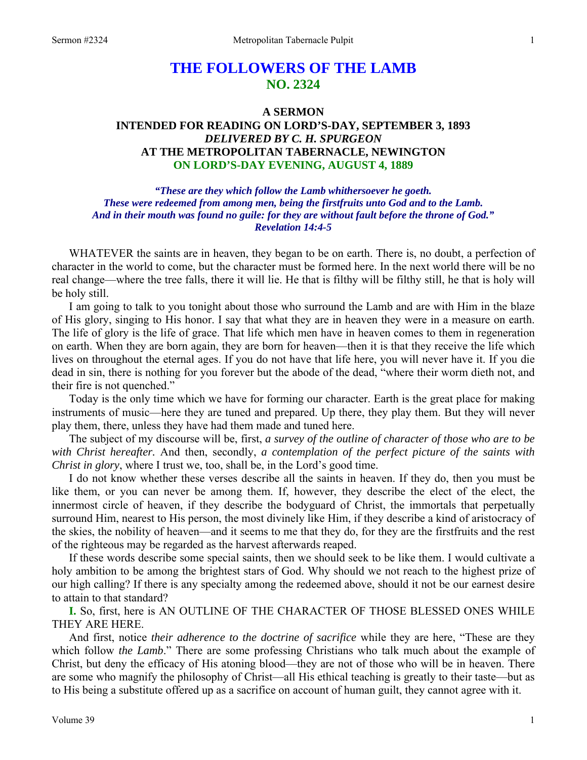# THE FOLLOWERS OF THE LAMB
## NO. 2324

### A SERMON
### INTENDED FOR READING ON LORD'S-DAY, SEPTEMBER 3, 1893
### *DELIVERED BY C. H. SPURGEON*
### AT THE METROPOLITAN TABERNACLE, NEWINGTON
### ON LORD'S-DAY EVENING, AUGUST 4, 1889

***"These are they which follow the Lamb whithersoever he goeth.***
***These were redeemed from among men, being the firstfruits unto God and to the Lamb.***
***And in their mouth was found no guile: for they are without fault before the throne of God."***
***Revelation 14:4-5***

WHATEVER the saints are in heaven, they began to be on earth. There is, no doubt, a perfection of character in the world to come, but the character must be formed here. In the next world there will be no real change—where the tree falls, there it will lie. He that is filthy will be filthy still, he that is holy will be holy still.

I am going to talk to you tonight about those who surround the Lamb and are with Him in the blaze of His glory, singing to His honor. I say that what they are in heaven they were in a measure on earth. The life of glory is the life of grace. That life which men have in heaven comes to them in regeneration on earth. When they are born again, they are born for heaven—then it is that they receive the life which lives on throughout the eternal ages. If you do not have that life here, you will never have it. If you die dead in sin, there is nothing for you forever but the abode of the dead, "where their worm dieth not, and their fire is not quenched."

Today is the only time which we have for forming our character. Earth is the great place for making instruments of music—here they are tuned and prepared. Up there, they play them. But they will never play them, there, unless they have had them made and tuned here.

The subject of my discourse will be, first, *a survey of the outline of character of those who are to be with Christ hereafter*. And then, secondly, *a contemplation of the perfect picture of the saints with Christ in glory*, where I trust we, too, shall be, in the Lord's good time.

I do not know whether these verses describe all the saints in heaven. If they do, then you must be like them, or you can never be among them. If, however, they describe the elect of the elect, the innermost circle of heaven, if they describe the bodyguard of Christ, the immortals that perpetually surround Him, nearest to His person, the most divinely like Him, if they describe a kind of aristocracy of the skies, the nobility of heaven—and it seems to me that they do, for they are the firstfruits and the rest of the righteous may be regarded as the harvest afterwards reaped.

If these words describe some special saints, then we should seek to be like them. I would cultivate a holy ambition to be among the brightest stars of God. Why should we not reach to the highest prize of our high calling? If there is any specialty among the redeemed above, should it not be our earnest desire to attain to that standard?

**I.** So, first, here is AN OUTLINE OF THE CHARACTER OF THOSE BLESSED ONES WHILE THEY ARE HERE.

And first, notice *their adherence to the doctrine of sacrifice* while they are here, "These are they which follow *the Lamb*." There are some professing Christians who talk much about the example of Christ, but deny the efficacy of His atoning blood—they are not of those who will be in heaven. There are some who magnify the philosophy of Christ—all His ethical teaching is greatly to their taste—but as to His being a substitute offered up as a sacrifice on account of human guilt, they cannot agree with it.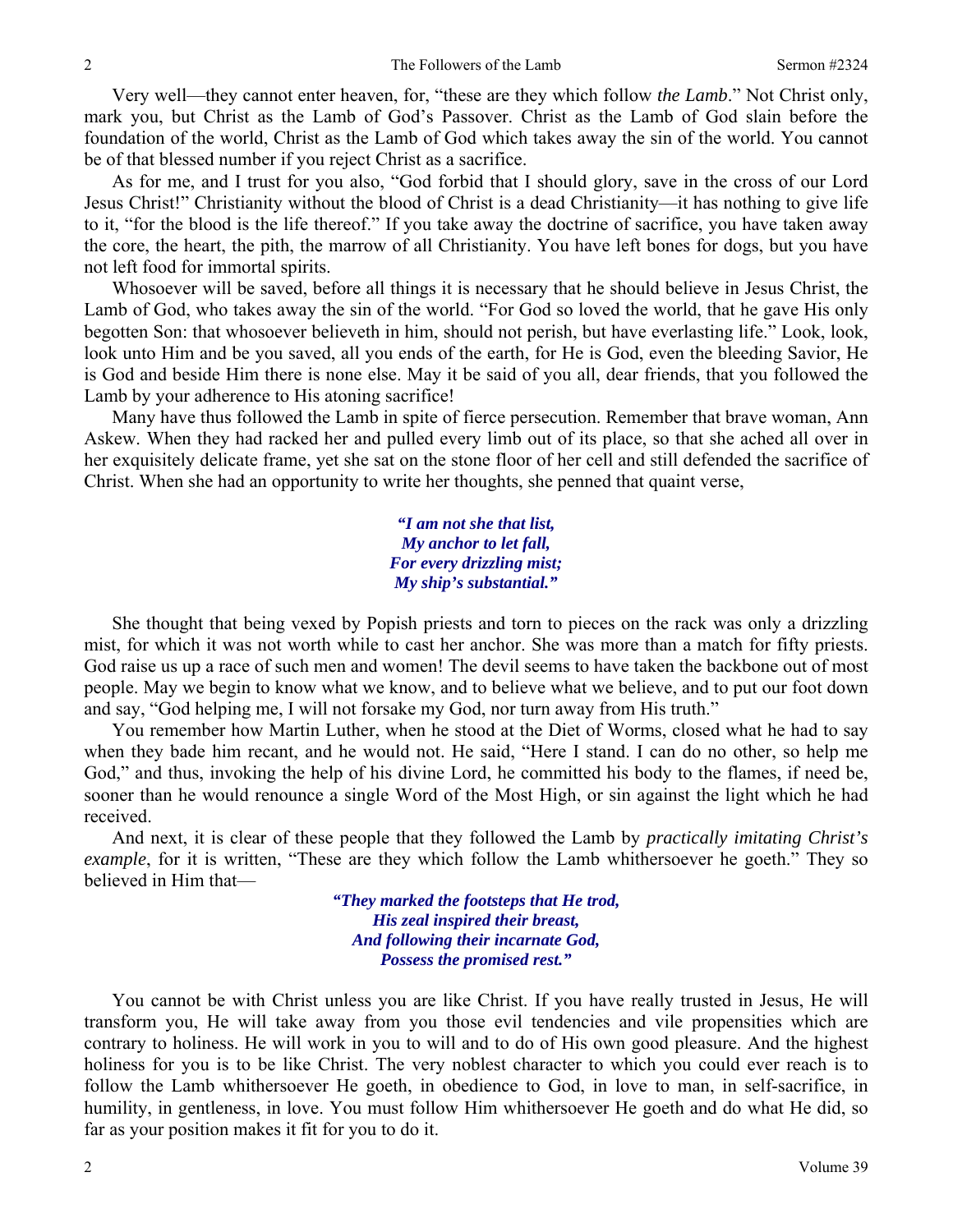Very well—they cannot enter heaven, for, "these are they which follow *the Lamb*." Not Christ only, mark you, but Christ as the Lamb of God's Passover. Christ as the Lamb of God slain before the foundation of the world, Christ as the Lamb of God which takes away the sin of the world. You cannot be of that blessed number if you reject Christ as a sacrifice.

As for me, and I trust for you also, "God forbid that I should glory, save in the cross of our Lord Jesus Christ!" Christianity without the blood of Christ is a dead Christianity—it has nothing to give life to it, "for the blood is the life thereof." If you take away the doctrine of sacrifice, you have taken away the core, the heart, the pith, the marrow of all Christianity. You have left bones for dogs, but you have not left food for immortal spirits.

Whosoever will be saved, before all things it is necessary that he should believe in Jesus Christ, the Lamb of God, who takes away the sin of the world. "For God so loved the world, that he gave His only begotten Son: that whosoever believeth in him, should not perish, but have everlasting life." Look, look, look unto Him and be you saved, all you ends of the earth, for He is God, even the bleeding Savior, He is God and beside Him there is none else. May it be said of you all, dear friends, that you followed the Lamb by your adherence to His atoning sacrifice!

Many have thus followed the Lamb in spite of fierce persecution. Remember that brave woman, Ann Askew. When they had racked her and pulled every limb out of its place, so that she ached all over in her exquisitely delicate frame, yet she sat on the stone floor of her cell and still defended the sacrifice of Christ. When she had an opportunity to write her thoughts, she penned that quaint verse,

> ***"I am not she that list,***
> ***My anchor to let fall,***
> ***For every drizzling mist;***
> ***My ship's substantial."***

She thought that being vexed by Popish priests and torn to pieces on the rack was only a drizzling mist, for which it was not worth while to cast her anchor. She was more than a match for fifty priests. God raise us up a race of such men and women! The devil seems to have taken the backbone out of most people. May we begin to know what we know, and to believe what we believe, and to put our foot down and say, "God helping me, I will not forsake my God, nor turn away from His truth."

You remember how Martin Luther, when he stood at the Diet of Worms, closed what he had to say when they bade him recant, and he would not. He said, "Here I stand. I can do no other, so help me God," and thus, invoking the help of his divine Lord, he committed his body to the flames, if need be, sooner than he would renounce a single Word of the Most High, or sin against the light which he had received.

And next, it is clear of these people that they followed the Lamb by *practically imitating Christ's example*, for it is written, "These are they which follow the Lamb whithersoever he goeth." They so believed in Him that—

> ***"They marked the footsteps that He trod,***
> ***His zeal inspired their breast,***
> ***And following their incarnate God,***
> ***Possess the promised rest."***

You cannot be with Christ unless you are like Christ. If you have really trusted in Jesus, He will transform you, He will take away from you those evil tendencies and vile propensities which are contrary to holiness. He will work in you to will and to do of His own good pleasure. And the highest holiness for you is to be like Christ. The very noblest character to which you could ever reach is to follow the Lamb whithersoever He goeth, in obedience to God, in love to man, in self-sacrifice, in humility, in gentleness, in love. You must follow Him whithersoever He goeth and do what He did, so far as your position makes it fit for you to do it.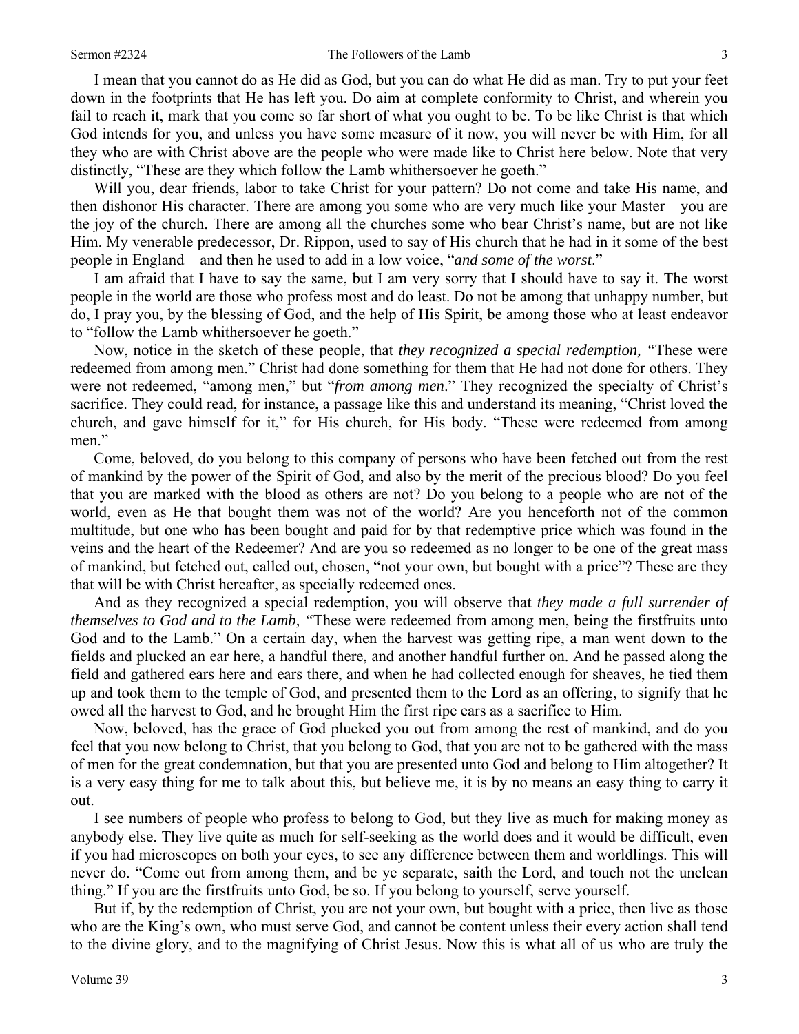I mean that you cannot do as He did as God, but you can do what He did as man. Try to put your feet down in the footprints that He has left you. Do aim at complete conformity to Christ, and wherein you fail to reach it, mark that you come so far short of what you ought to be. To be like Christ is that which God intends for you, and unless you have some measure of it now, you will never be with Him, for all they who are with Christ above are the people who were made like to Christ here below. Note that very distinctly, "These are they which follow the Lamb whithersoever he goeth."

Will you, dear friends, labor to take Christ for your pattern? Do not come and take His name, and then dishonor His character. There are among you some who are very much like your Master—you are the joy of the church. There are among all the churches some who bear Christ's name, but are not like Him. My venerable predecessor, Dr. Rippon, used to say of His church that he had in it some of the best people in England—and then he used to add in a low voice, "*and some of the worst*."

I am afraid that I have to say the same, but I am very sorry that I should have to say it. The worst people in the world are those who profess most and do least. Do not be among that unhappy number, but do, I pray you, by the blessing of God, and the help of His Spirit, be among those who at least endeavor to "follow the Lamb whithersoever he goeth."

Now, notice in the sketch of these people, that *they recognized a special redemption, "*These were redeemed from among men." Christ had done something for them that He had not done for others. They were not redeemed, "among men," but "*from among men*." They recognized the specialty of Christ's sacrifice. They could read, for instance, a passage like this and understand its meaning, "Christ loved the church, and gave himself for it," for His church, for His body. "These were redeemed from among men."

Come, beloved, do you belong to this company of persons who have been fetched out from the rest of mankind by the power of the Spirit of God, and also by the merit of the precious blood? Do you feel that you are marked with the blood as others are not? Do you belong to a people who are not of the world, even as He that bought them was not of the world? Are you henceforth not of the common multitude, but one who has been bought and paid for by that redemptive price which was found in the veins and the heart of the Redeemer? And are you so redeemed as no longer to be one of the great mass of mankind, but fetched out, called out, chosen, "not your own, but bought with a price"? These are they that will be with Christ hereafter, as specially redeemed ones.

And as they recognized a special redemption, you will observe that *they made a full surrender of themselves to God and to the Lamb, "*These were redeemed from among men, being the firstfruits unto God and to the Lamb." On a certain day, when the harvest was getting ripe, a man went down to the fields and plucked an ear here, a handful there, and another handful further on. And he passed along the field and gathered ears here and ears there, and when he had collected enough for sheaves, he tied them up and took them to the temple of God, and presented them to the Lord as an offering, to signify that he owed all the harvest to God, and he brought Him the first ripe ears as a sacrifice to Him.

Now, beloved, has the grace of God plucked you out from among the rest of mankind, and do you feel that you now belong to Christ, that you belong to God, that you are not to be gathered with the mass of men for the great condemnation, but that you are presented unto God and belong to Him altogether? It is a very easy thing for me to talk about this, but believe me, it is by no means an easy thing to carry it out.

I see numbers of people who profess to belong to God, but they live as much for making money as anybody else. They live quite as much for self-seeking as the world does and it would be difficult, even if you had microscopes on both your eyes, to see any difference between them and worldlings. This will never do. "Come out from among them, and be ye separate, saith the Lord, and touch not the unclean thing." If you are the firstfruits unto God, be so. If you belong to yourself, serve yourself.

But if, by the redemption of Christ, you are not your own, but bought with a price, then live as those who are the King's own, who must serve God, and cannot be content unless their every action shall tend to the divine glory, and to the magnifying of Christ Jesus. Now this is what all of us who are truly the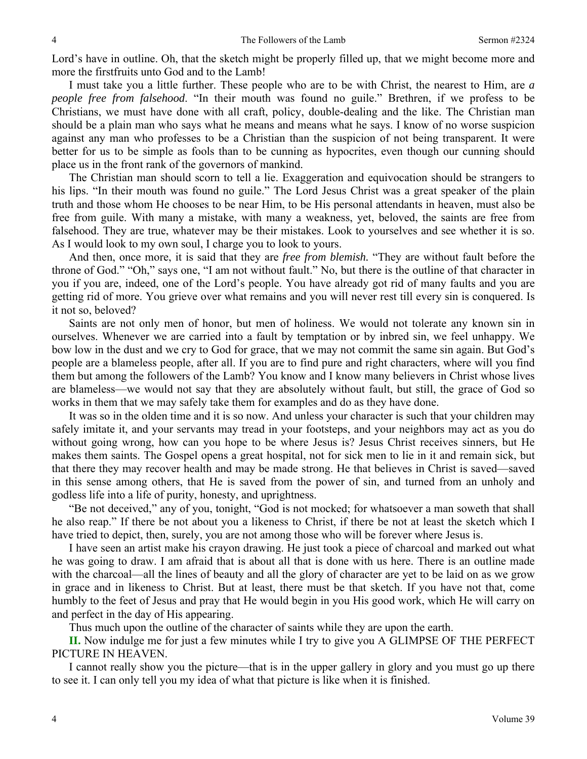Lord's have in outline. Oh, that the sketch might be properly filled up, that we might become more and more the firstfruits unto God and to the Lamb!

I must take you a little further. These people who are to be with Christ, the nearest to Him, are *a people free from falsehood*. "In their mouth was found no guile." Brethren, if we profess to be Christians, we must have done with all craft, policy, double-dealing and the like. The Christian man should be a plain man who says what he means and means what he says. I know of no worse suspicion against any man who professes to be a Christian than the suspicion of not being transparent. It were better for us to be simple as fools than to be cunning as hypocrites, even though our cunning should place us in the front rank of the governors of mankind.

The Christian man should scorn to tell a lie. Exaggeration and equivocation should be strangers to his lips. "In their mouth was found no guile." The Lord Jesus Christ was a great speaker of the plain truth and those whom He chooses to be near Him, to be His personal attendants in heaven, must also be free from guile. With many a mistake, with many a weakness, yet, beloved, the saints are free from falsehood. They are true, whatever may be their mistakes. Look to yourselves and see whether it is so. As I would look to my own soul, I charge you to look to yours.

And then, once more, it is said that they are *free from blemish.* "They are without fault before the throne of God." "Oh," says one, "I am not without fault." No, but there is the outline of that character in you if you are, indeed, one of the Lord's people. You have already got rid of many faults and you are getting rid of more. You grieve over what remains and you will never rest till every sin is conquered. Is it not so, beloved?

Saints are not only men of honor, but men of holiness. We would not tolerate any known sin in ourselves. Whenever we are carried into a fault by temptation or by inbred sin, we feel unhappy. We bow low in the dust and we cry to God for grace, that we may not commit the same sin again. But God's people are a blameless people, after all. If you are to find pure and right characters, where will you find them but among the followers of the Lamb? You know and I know many believers in Christ whose lives are blameless—we would not say that they are absolutely without fault, but still, the grace of God so works in them that we may safely take them for examples and do as they have done.

It was so in the olden time and it is so now. And unless your character is such that your children may safely imitate it, and your servants may tread in your footsteps, and your neighbors may act as you do without going wrong, how can you hope to be where Jesus is? Jesus Christ receives sinners, but He makes them saints. The Gospel opens a great hospital, not for sick men to lie in it and remain sick, but that there they may recover health and may be made strong. He that believes in Christ is saved—saved in this sense among others, that He is saved from the power of sin, and turned from an unholy and godless life into a life of purity, honesty, and uprightness.

"Be not deceived," any of you, tonight, "God is not mocked; for whatsoever a man soweth that shall he also reap." If there be not about you a likeness to Christ, if there be not at least the sketch which I have tried to depict, then, surely, you are not among those who will be forever where Jesus is.

I have seen an artist make his crayon drawing. He just took a piece of charcoal and marked out what he was going to draw. I am afraid that is about all that is done with us here. There is an outline made with the charcoal—all the lines of beauty and all the glory of character are yet to be laid on as we grow in grace and in likeness to Christ. But at least, there must be that sketch. If you have not that, come humbly to the feet of Jesus and pray that He would begin in you His good work, which He will carry on and perfect in the day of His appearing.

Thus much upon the outline of the character of saints while they are upon the earth.

**II.** Now indulge me for just a few minutes while I try to give you A GLIMPSE OF THE PERFECT PICTURE IN HEAVEN.

I cannot really show you the picture—that is in the upper gallery in glory and you must go up there to see it. I can only tell you my idea of what that picture is like when it is finished.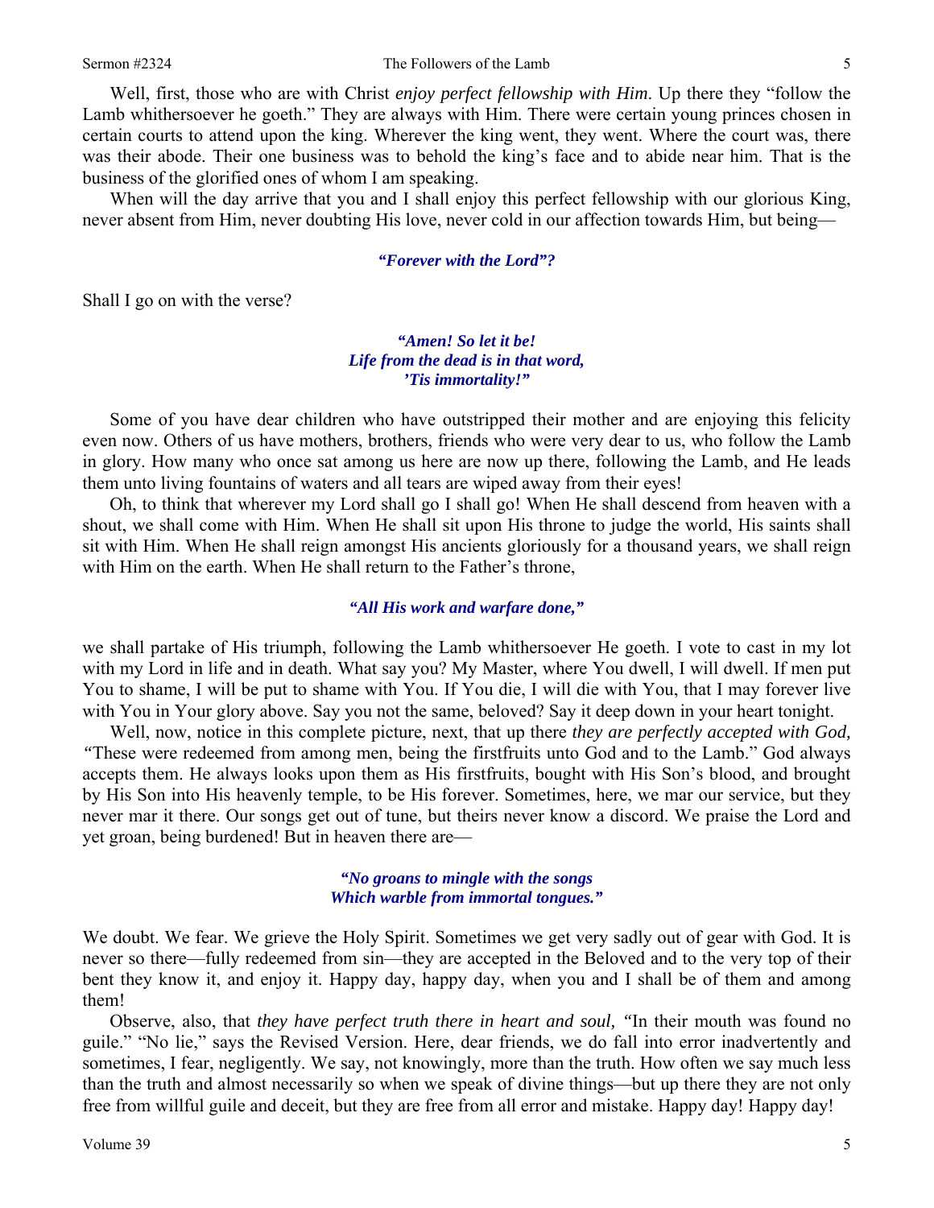Well, first, those who are with Christ *enjoy perfect fellowship with Him*. Up there they "follow the Lamb whithersoever he goeth." They are always with Him. There were certain young princes chosen in certain courts to attend upon the king. Wherever the king went, they went. Where the court was, there was their abode. Their one business was to behold the king's face and to abide near him. That is the business of the glorified ones of whom I am speaking.

When will the day arrive that you and I shall enjoy this perfect fellowship with our glorious King, never absent from Him, never doubting His love, never cold in our affection towards Him, but being—

> ***"Forever with the Lord"?***

Shall I go on with the verse?

> ***"Amen! So let it be!***
> ***Life from the dead is in that word,***
> ***'Tis immortality!"***

Some of you have dear children who have outstripped their mother and are enjoying this felicity even now. Others of us have mothers, brothers, friends who were very dear to us, who follow the Lamb in glory. How many who once sat among us here are now up there, following the Lamb, and He leads them unto living fountains of waters and all tears are wiped away from their eyes!

Oh, to think that wherever my Lord shall go I shall go! When He shall descend from heaven with a shout, we shall come with Him. When He shall sit upon His throne to judge the world, His saints shall sit with Him. When He shall reign amongst His ancients gloriously for a thousand years, we shall reign with Him on the earth. When He shall return to the Father's throne,

> ***"All His work and warfare done,"***

we shall partake of His triumph, following the Lamb whithersoever He goeth. I vote to cast in my lot with my Lord in life and in death. What say you? My Master, where You dwell, I will dwell. If men put You to shame, I will be put to shame with You. If You die, I will die with You, that I may forever live with You in Your glory above. Say you not the same, beloved? Say it deep down in your heart tonight.

Well, now, notice in this complete picture, next, that up there *they are perfectly accepted with God,* "These were redeemed from among men, being the firstfruits unto God and to the Lamb." God always accepts them. He always looks upon them as His firstfruits, bought with His Son's blood, and brought by His Son into His heavenly temple, to be His forever. Sometimes, here, we mar our service, but they never mar it there. Our songs get out of tune, but theirs never know a discord. We praise the Lord and yet groan, being burdened! But in heaven there are—

> ***"No groans to mingle with the songs***
> ***Which warble from immortal tongues."***

We doubt. We fear. We grieve the Holy Spirit. Sometimes we get very sadly out of gear with God. It is never so there—fully redeemed from sin—they are accepted in the Beloved and to the very top of their bent they know it, and enjoy it. Happy day, happy day, when you and I shall be of them and among them!

Observe, also, that *they have perfect truth there in heart and soul,* "In their mouth was found no guile." "No lie," says the Revised Version. Here, dear friends, we do fall into error inadvertently and sometimes, I fear, negligently. We say, not knowingly, more than the truth. How often we say much less than the truth and almost necessarily so when we speak of divine things—but up there they are not only free from willful guile and deceit, but they are free from all error and mistake. Happy day! Happy day!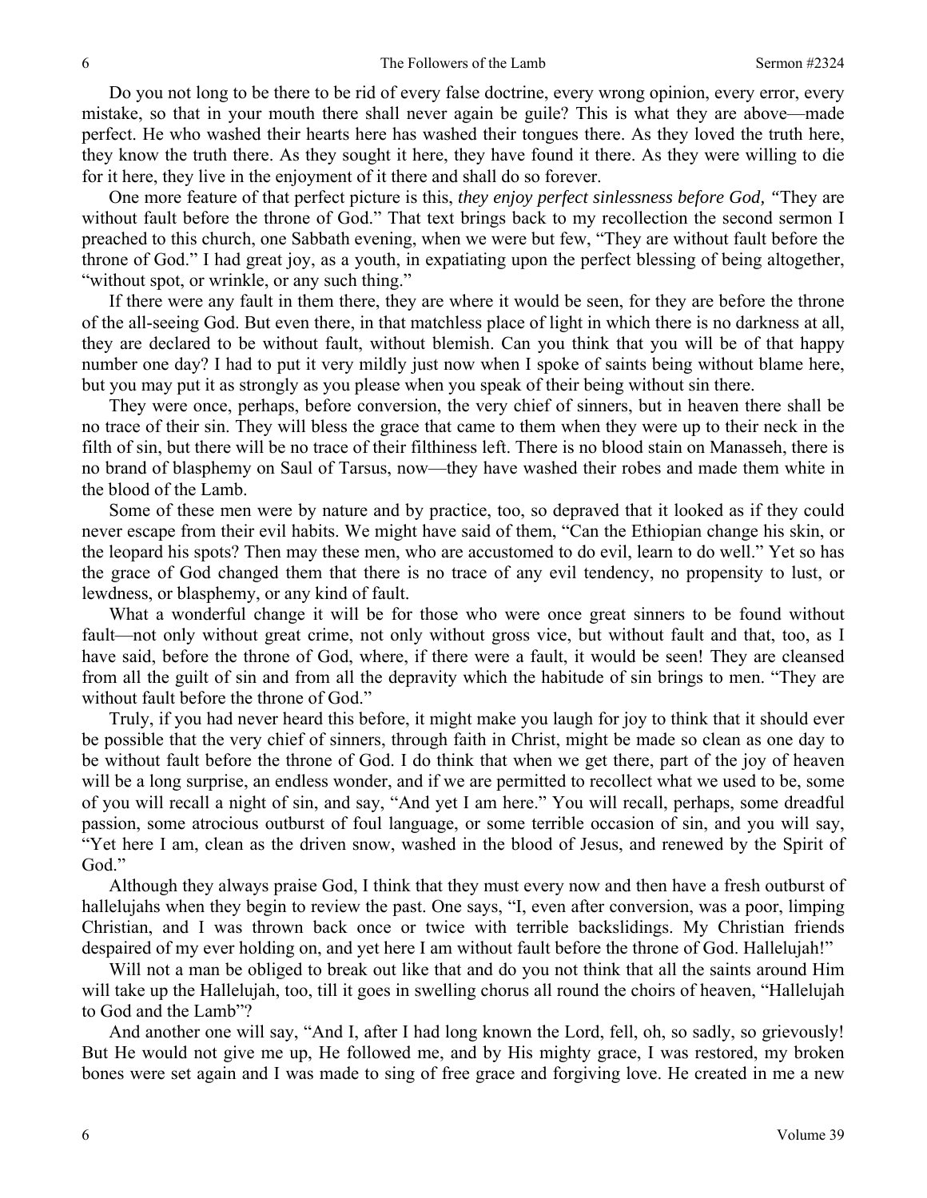Do you not long to be there to be rid of every false doctrine, every wrong opinion, every error, every mistake, so that in your mouth there shall never again be guile? This is what they are above—made perfect. He who washed their hearts here has washed their tongues there. As they loved the truth here, they know the truth there. As they sought it here, they have found it there. As they were willing to die for it here, they live in the enjoyment of it there and shall do so forever.

One more feature of that perfect picture is this, *they enjoy perfect sinlessness before God, "*They are without fault before the throne of God." That text brings back to my recollection the second sermon I preached to this church, one Sabbath evening, when we were but few, "They are without fault before the throne of God." I had great joy, as a youth, in expatiating upon the perfect blessing of being altogether, "without spot, or wrinkle, or any such thing."

If there were any fault in them there, they are where it would be seen, for they are before the throne of the all-seeing God. But even there, in that matchless place of light in which there is no darkness at all, they are declared to be without fault, without blemish. Can you think that you will be of that happy number one day? I had to put it very mildly just now when I spoke of saints being without blame here, but you may put it as strongly as you please when you speak of their being without sin there.

They were once, perhaps, before conversion, the very chief of sinners, but in heaven there shall be no trace of their sin. They will bless the grace that came to them when they were up to their neck in the filth of sin, but there will be no trace of their filthiness left. There is no blood stain on Manasseh, there is no brand of blasphemy on Saul of Tarsus, now—they have washed their robes and made them white in the blood of the Lamb.

Some of these men were by nature and by practice, too, so depraved that it looked as if they could never escape from their evil habits. We might have said of them, "Can the Ethiopian change his skin, or the leopard his spots? Then may these men, who are accustomed to do evil, learn to do well." Yet so has the grace of God changed them that there is no trace of any evil tendency, no propensity to lust, or lewdness, or blasphemy, or any kind of fault.

What a wonderful change it will be for those who were once great sinners to be found without fault—not only without great crime, not only without gross vice, but without fault and that, too, as I have said, before the throne of God, where, if there were a fault, it would be seen! They are cleansed from all the guilt of sin and from all the depravity which the habitude of sin brings to men. "They are without fault before the throne of God."

Truly, if you had never heard this before, it might make you laugh for joy to think that it should ever be possible that the very chief of sinners, through faith in Christ, might be made so clean as one day to be without fault before the throne of God. I do think that when we get there, part of the joy of heaven will be a long surprise, an endless wonder, and if we are permitted to recollect what we used to be, some of you will recall a night of sin, and say, "And yet I am here." You will recall, perhaps, some dreadful passion, some atrocious outburst of foul language, or some terrible occasion of sin, and you will say, "Yet here I am, clean as the driven snow, washed in the blood of Jesus, and renewed by the Spirit of God."

Although they always praise God, I think that they must every now and then have a fresh outburst of hallelujahs when they begin to review the past. One says, "I, even after conversion, was a poor, limping Christian, and I was thrown back once or twice with terrible backslidings. My Christian friends despaired of my ever holding on, and yet here I am without fault before the throne of God. Hallelujah!"

Will not a man be obliged to break out like that and do you not think that all the saints around Him will take up the Hallelujah, too, till it goes in swelling chorus all round the choirs of heaven, "Hallelujah to God and the Lamb"?

And another one will say, "And I, after I had long known the Lord, fell, oh, so sadly, so grievously! But He would not give me up, He followed me, and by His mighty grace, I was restored, my broken bones were set again and I was made to sing of free grace and forgiving love. He created in me a new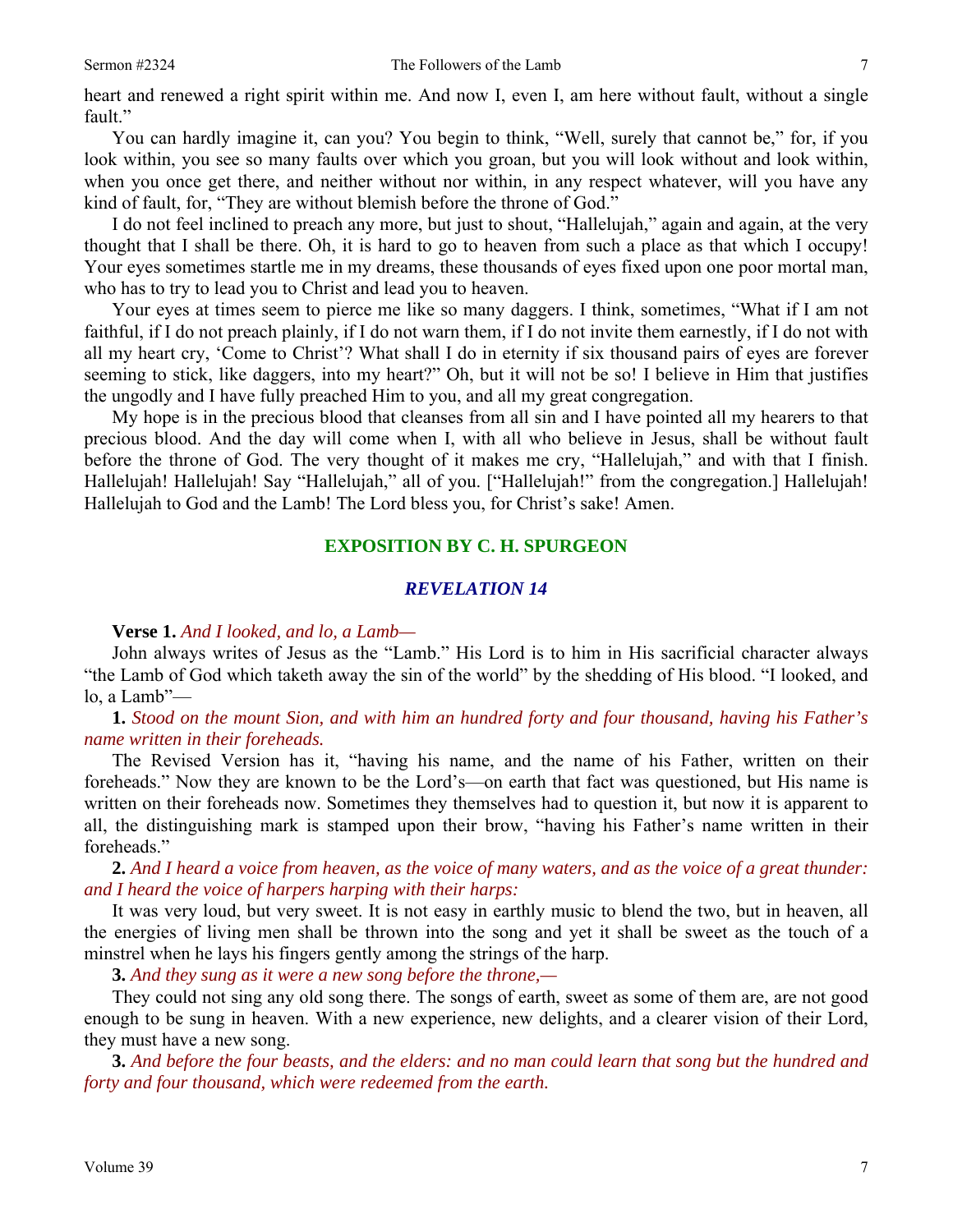heart and renewed a right spirit within me. And now I, even I, am here without fault, without a single fault."

You can hardly imagine it, can you? You begin to think, "Well, surely that cannot be," for, if you look within, you see so many faults over which you groan, but you will look without and look within, when you once get there, and neither without nor within, in any respect whatever, will you have any kind of fault, for, "They are without blemish before the throne of God."

I do not feel inclined to preach any more, but just to shout, "Hallelujah," again and again, at the very thought that I shall be there. Oh, it is hard to go to heaven from such a place as that which I occupy! Your eyes sometimes startle me in my dreams, these thousands of eyes fixed upon one poor mortal man, who has to try to lead you to Christ and lead you to heaven.

Your eyes at times seem to pierce me like so many daggers. I think, sometimes, "What if I am not faithful, if I do not preach plainly, if I do not warn them, if I do not invite them earnestly, if I do not with all my heart cry, 'Come to Christ'? What shall I do in eternity if six thousand pairs of eyes are forever seeming to stick, like daggers, into my heart?" Oh, but it will not be so! I believe in Him that justifies the ungodly and I have fully preached Him to you, and all my great congregation.

My hope is in the precious blood that cleanses from all sin and I have pointed all my hearers to that precious blood. And the day will come when I, with all who believe in Jesus, shall be without fault before the throne of God. The very thought of it makes me cry, "Hallelujah," and with that I finish. Hallelujah! Hallelujah! Say "Hallelujah," all of you. ["Hallelujah!" from the congregation.] Hallelujah! Hallelujah to God and the Lamb! The Lord bless you, for Christ's sake! Amen.

## EXPOSITION BY C. H. SPURGEON

### *REVELATION 14*

**Verse 1.** *And I looked, and lo, a Lamb—*

John always writes of Jesus as the "Lamb." His Lord is to him in His sacrificial character always "the Lamb of God which taketh away the sin of the world" by the shedding of His blood. "I looked, and lo, a Lamb"—

**1.** *Stood on the mount Sion, and with him an hundred forty and four thousand, having his Father's name written in their foreheads.*

The Revised Version has it, "having his name, and the name of his Father, written on their foreheads." Now they are known to be the Lord's—on earth that fact was questioned, but His name is written on their foreheads now. Sometimes they themselves had to question it, but now it is apparent to all, the distinguishing mark is stamped upon their brow, "having his Father's name written in their foreheads."

**2.** *And I heard a voice from heaven, as the voice of many waters, and as the voice of a great thunder: and I heard the voice of harpers harping with their harps:*

It was very loud, but very sweet. It is not easy in earthly music to blend the two, but in heaven, all the energies of living men shall be thrown into the song and yet it shall be sweet as the touch of a minstrel when he lays his fingers gently among the strings of the harp.

**3.** *And they sung as it were a new song before the throne,—*

They could not sing any old song there. The songs of earth, sweet as some of them are, are not good enough to be sung in heaven. With a new experience, new delights, and a clearer vision of their Lord, they must have a new song.

**3.** *And before the four beasts, and the elders: and no man could learn that song but the hundred and forty and four thousand, which were redeemed from the earth.*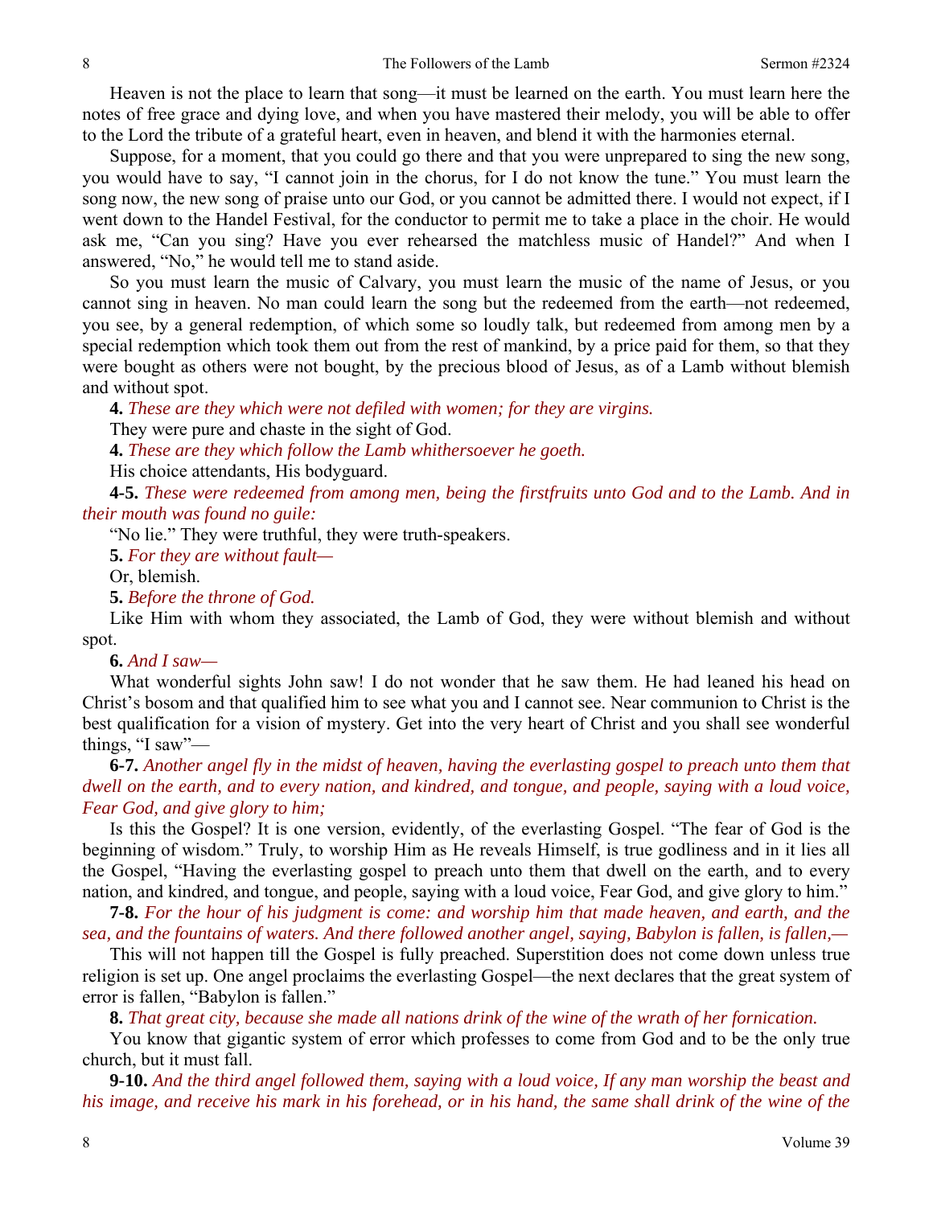Heaven is not the place to learn that song—it must be learned on the earth. You must learn here the notes of free grace and dying love, and when you have mastered their melody, you will be able to offer to the Lord the tribute of a grateful heart, even in heaven, and blend it with the harmonies eternal.

Suppose, for a moment, that you could go there and that you were unprepared to sing the new song, you would have to say, "I cannot join in the chorus, for I do not know the tune." You must learn the song now, the new song of praise unto our God, or you cannot be admitted there. I would not expect, if I went down to the Handel Festival, for the conductor to permit me to take a place in the choir. He would ask me, "Can you sing? Have you ever rehearsed the matchless music of Handel?" And when I answered, "No," he would tell me to stand aside.

So you must learn the music of Calvary, you must learn the music of the name of Jesus, or you cannot sing in heaven. No man could learn the song but the redeemed from the earth—not redeemed, you see, by a general redemption, of which some so loudly talk, but redeemed from among men by a special redemption which took them out from the rest of mankind, by a price paid for them, so that they were bought as others were not bought, by the precious blood of Jesus, as of a Lamb without blemish and without spot.

**4.** *These are they which were not defiled with women; for they are virgins.*

They were pure and chaste in the sight of God.

**4.** *These are they which follow the Lamb whithersoever he goeth.*

His choice attendants, His bodyguard.

**4-5.** *These were redeemed from among men, being the firstfruits unto God and to the Lamb. And in their mouth was found no guile:*

"No lie." They were truthful, they were truth-speakers.

**5.** *For they are without fault—*

Or, blemish.

**5.** *Before the throne of God.*

Like Him with whom they associated, the Lamb of God, they were without blemish and without spot.

**6.** *And I saw—*

What wonderful sights John saw! I do not wonder that he saw them. He had leaned his head on Christ's bosom and that qualified him to see what you and I cannot see. Near communion to Christ is the best qualification for a vision of mystery. Get into the very heart of Christ and you shall see wonderful things, "I saw"—

**6-7.** *Another angel fly in the midst of heaven, having the everlasting gospel to preach unto them that dwell on the earth, and to every nation, and kindred, and tongue, and people, saying with a loud voice, Fear God, and give glory to him;*

Is this the Gospel? It is one version, evidently, of the everlasting Gospel. "The fear of God is the beginning of wisdom." Truly, to worship Him as He reveals Himself, is true godliness and in it lies all the Gospel, "Having the everlasting gospel to preach unto them that dwell on the earth, and to every nation, and kindred, and tongue, and people, saying with a loud voice, Fear God, and give glory to him."

**7-8.** *For the hour of his judgment is come: and worship him that made heaven, and earth, and the sea, and the fountains of waters. And there followed another angel, saying, Babylon is fallen, is fallen,—*

This will not happen till the Gospel is fully preached. Superstition does not come down unless true religion is set up. One angel proclaims the everlasting Gospel—the next declares that the great system of error is fallen, "Babylon is fallen."

**8.** *That great city, because she made all nations drink of the wine of the wrath of her fornication.*

You know that gigantic system of error which professes to come from God and to be the only true church, but it must fall.

**9-10.** *And the third angel followed them, saying with a loud voice, If any man worship the beast and his image, and receive his mark in his forehead, or in his hand, the same shall drink of the wine of the*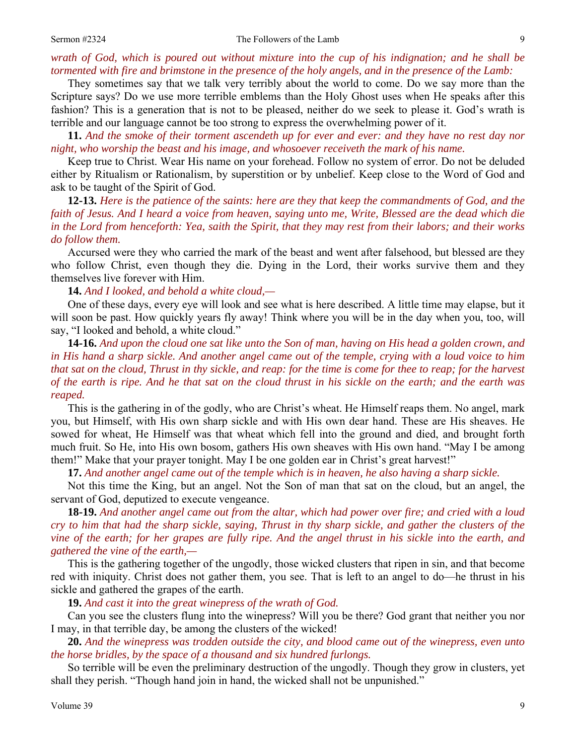*wrath of God, which is poured out without mixture into the cup of his indignation; and he shall be tormented with fire and brimstone in the presence of the holy angels, and in the presence of the Lamb:*

They sometimes say that we talk very terribly about the world to come. Do we say more than the Scripture says? Do we use more terrible emblems than the Holy Ghost uses when He speaks after this fashion? This is a generation that is not to be pleased, neither do we seek to please it. God's wrath is terrible and our language cannot be too strong to express the overwhelming power of it.

**11.** *And the smoke of their torment ascendeth up for ever and ever: and they have no rest day nor night, who worship the beast and his image, and whosoever receiveth the mark of his name.*

Keep true to Christ. Wear His name on your forehead. Follow no system of error. Do not be deluded either by Ritualism or Rationalism, by superstition or by unbelief. Keep close to the Word of God and ask to be taught of the Spirit of God.

**12-13.** *Here is the patience of the saints: here are they that keep the commandments of God, and the faith of Jesus. And I heard a voice from heaven, saying unto me, Write, Blessed are the dead which die in the Lord from henceforth: Yea, saith the Spirit, that they may rest from their labors; and their works do follow them.*

Accursed were they who carried the mark of the beast and went after falsehood, but blessed are they who follow Christ, even though they die. Dying in the Lord, their works survive them and they themselves live forever with Him.

**14.** *And I looked, and behold a white cloud,—*

One of these days, every eye will look and see what is here described. A little time may elapse, but it will soon be past. How quickly years fly away! Think where you will be in the day when you, too, will say, "I looked and behold, a white cloud."

**14-16.** *And upon the cloud one sat like unto the Son of man, having on His head a golden crown, and in His hand a sharp sickle. And another angel came out of the temple, crying with a loud voice to him that sat on the cloud, Thrust in thy sickle, and reap: for the time is come for thee to reap; for the harvest of the earth is ripe. And he that sat on the cloud thrust in his sickle on the earth; and the earth was reaped.*

This is the gathering in of the godly, who are Christ's wheat. He Himself reaps them. No angel, mark you, but Himself, with His own sharp sickle and with His own dear hand. These are His sheaves. He sowed for wheat, He Himself was that wheat which fell into the ground and died, and brought forth much fruit. So He, into His own bosom, gathers His own sheaves with His own hand. "May I be among them!" Make that your prayer tonight. May I be one golden ear in Christ's great harvest!"

**17.** *And another angel came out of the temple which is in heaven, he also having a sharp sickle.*

Not this time the King, but an angel. Not the Son of man that sat on the cloud, but an angel, the servant of God, deputized to execute vengeance.

**18-19.** *And another angel came out from the altar, which had power over fire; and cried with a loud cry to him that had the sharp sickle, saying, Thrust in thy sharp sickle, and gather the clusters of the vine of the earth; for her grapes are fully ripe. And the angel thrust in his sickle into the earth, and gathered the vine of the earth,—*

This is the gathering together of the ungodly, those wicked clusters that ripen in sin, and that become red with iniquity. Christ does not gather them, you see. That is left to an angel to do—he thrust in his sickle and gathered the grapes of the earth.

**19.** *And cast it into the great winepress of the wrath of God.*

Can you see the clusters flung into the winepress? Will you be there? God grant that neither you nor I may, in that terrible day, be among the clusters of the wicked!

**20.** *And the winepress was trodden outside the city, and blood came out of the winepress, even unto the horse bridles, by the space of a thousand and six hundred furlongs.*

So terrible will be even the preliminary destruction of the ungodly. Though they grow in clusters, yet shall they perish. "Though hand join in hand, the wicked shall not be unpunished."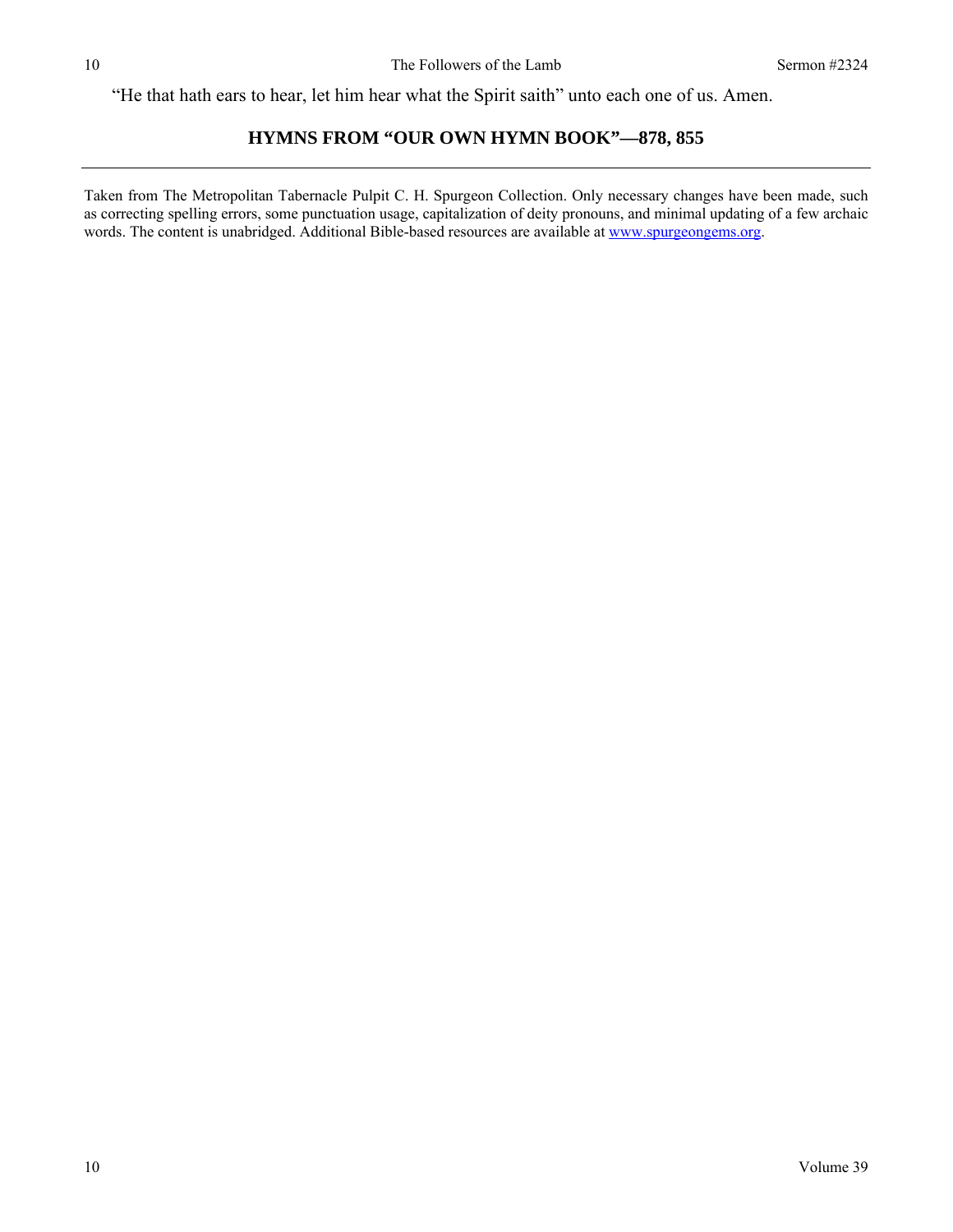"He that hath ears to hear, let him hear what the Spirit saith" unto each one of us. Amen.

## HYMNS FROM "OUR OWN HYMN BOOK"—878, 855

---

Taken from The Metropolitan Tabernacle Pulpit C. H. Spurgeon Collection. Only necessary changes have been made, such as correcting spelling errors, some punctuation usage, capitalization of deity pronouns, and minimal updating of a few archaic words. The content is unabridged. Additional Bible-based resources are available at [www.spurgeongems.org](http://www.spurgeongems.org).